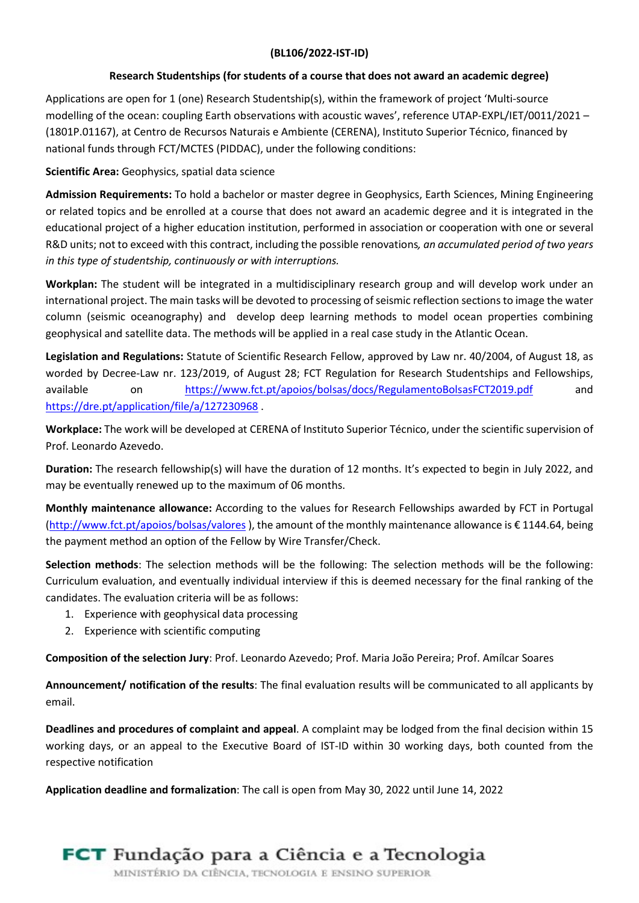**(BL106/2022-IST-ID)**

**Research Studentships (for students of a course that does not award an academic degree)**

Applications are open for 1 (one) Research Studentship(s), within the framework of project 'Multi-source modelling of the ocean: coupling Earth observations with acoustic waves', reference UTAP-EXPL/IET/0011/2021 – (1801P.01167), at Centro de Recursos Naturais e Ambiente (CERENA), Instituto Superior Técnico, financed by national funds through FCT/MCTES (PIDDAC), under the following conditions:

**Scientific Area:** Geophysics, spatial data science

**Admission Requirements:** To hold a bachelor or master degree in Geophysics, Earth Sciences, Mining Engineering or related topics and be enrolled at a course that does not award an academic degree and it is integrated in the educational project of a higher education institution, performed in association or cooperation with one or several R&D units; not to exceed with this contract, including the possible renovations*, an accumulated period of two years in this type of studentship, continuously or with interruptions.*

**Workplan:** The student will be integrated in a multidisciplinary research group and will develop work under an international project. The main tasks will be devoted to processing of seismic reflection sections to image the water column (seismic oceanography) and develop deep learning methods to model ocean properties combining geophysical and satellite data. The methods will be applied in a real case study in the Atlantic Ocean.

**Legislation and Regulations:** Statute of Scientific Research Fellow, approved by Law nr. 40/2004, of August 18, as worded by Decree-Law nr. 123/2019, of August 28; FCT Regulation for Research Studentships and Fellowships, available on https://www.fct.pt/apoios/bolsas/docs/RegulamentoBolsasFCT2019.pdf and https://dre.pt/application/file/a/127230968 .

**Workplace:** The work will be developed at CERENA of Instituto Superior Técnico, under the scientific supervision of Prof. Leonardo Azevedo.

**Duration:** The research fellowship(s) will have the duration of 12 months. It's expected to begin in July 2022, and may be eventually renewed up to the maximum of 06 months.

**Monthly maintenance allowance:** According to the values for Research Fellowships awarded by FCT in Portugal (http://www.fct.pt/apoios/bolsas/valores ), the amount of the monthly maintenance allowance is € 1144.64, being the payment method an option of the Fellow by Wire Transfer/Check.

**Selection methods**: The selection methods will be the following: The selection methods will be the following: Curriculum evaluation, and eventually individual interview if this is deemed necessary for the final ranking of the candidates. The evaluation criteria will be as follows:

1. Experience with geophysical data processing
2. Experience with scientific computing

**Composition of the selection Jury**: Prof. Leonardo Azevedo; Prof. Maria João Pereira; Prof. Amílcar Soares

**Announcement/ notification of the results**: The final evaluation results will be communicated to all applicants by email.

**Deadlines and procedures of complaint and appeal**. A complaint may be lodged from the final decision within 15 working days, or an appeal to the Executive Board of IST-ID within 30 working days, both counted from the respective notification

**Application deadline and formalization**: The call is open from May 30, 2022 until June 14, 2022

FCT Fundação para a Ciência e a Tecnologia

MINISTÉRIO DA CIÊNCIA, TECNOLOGIA E ENSINO SUPERIOR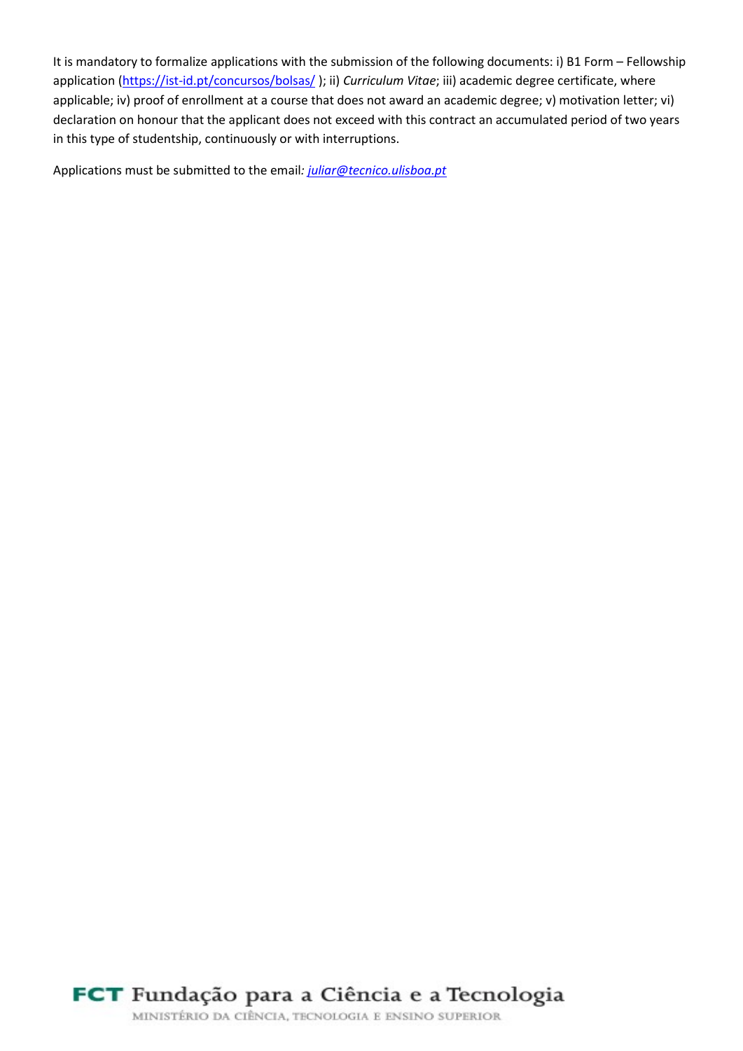It is mandatory to formalize applications with the submission of the following documents: i) B1 Form – Fellowship application (https://ist-id.pt/concursos/bolsas/ ); ii) *Curriculum Vitae*; iii) academic degree certificate, where applicable; iv) proof of enrollment at a course that does not award an academic degree; v) motivation letter; vi) declaration on honour that the applicant does not exceed with this contract an accumulated period of two years in this type of studentship, continuously or with interruptions.

Applications must be submitted to the email*: juliar@tecnico.ulisboa.pt*

FCT Fundação para a Ciência e a Tecnologia
MINISTÉRIO DA CIÊNCIA, TECNOLOGIA E ENSINO SUPERIOR